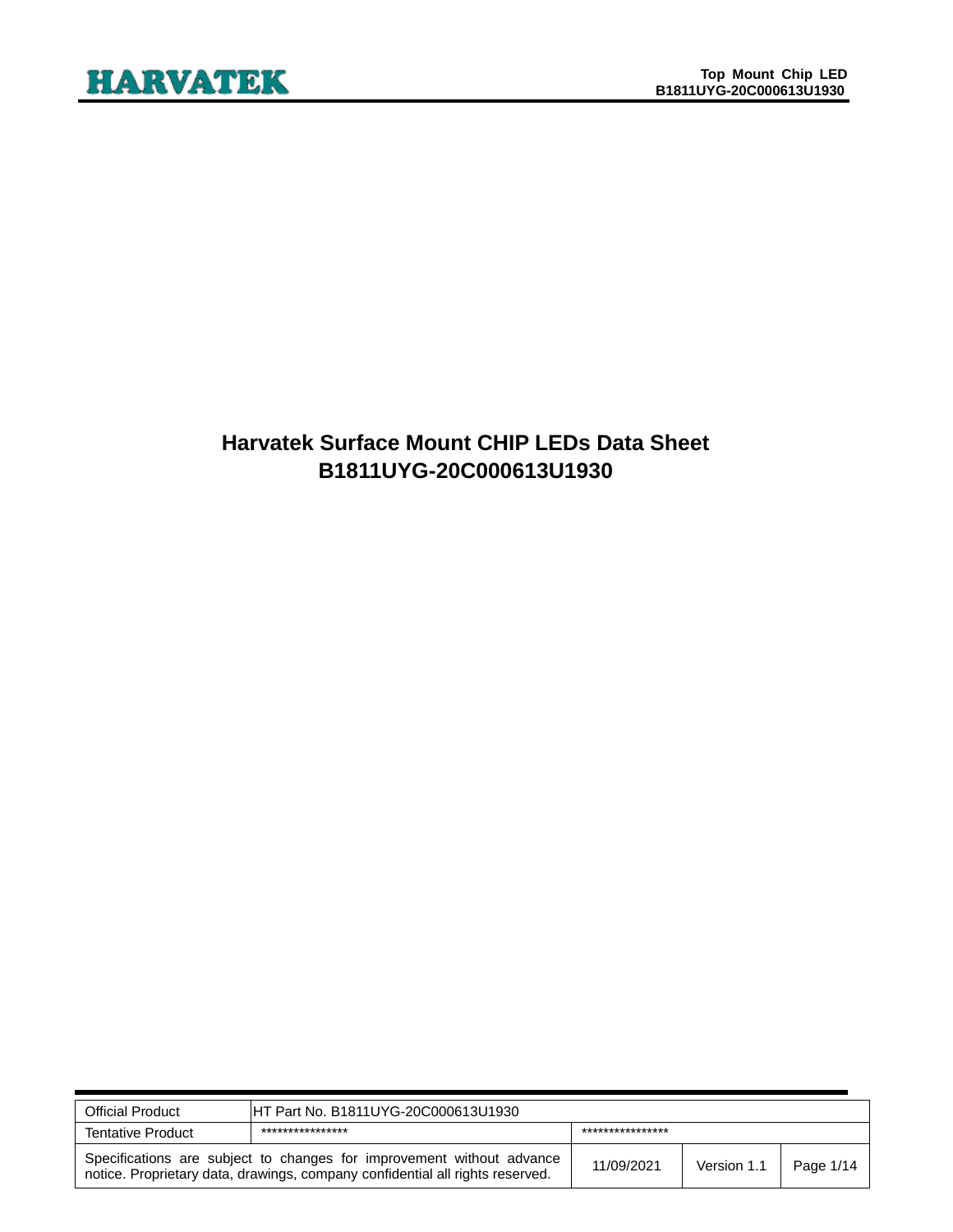# Harvatek Surface Mount CHIP LEDs Data Sheet
# B1811UYG-20C000613U1930

| Official Product | HT Part No. B1811UYG-20C000613U1930 | | | |
|---|---|---|---|---|
| Tentative Product | **************** | **************** | | |
| Specifications are subject to changes for improvement without advance notice. Proprietary data, drawings, company confidential all rights reserved. | | 11/09/2021 | Version 1.1 | Page 1/14 |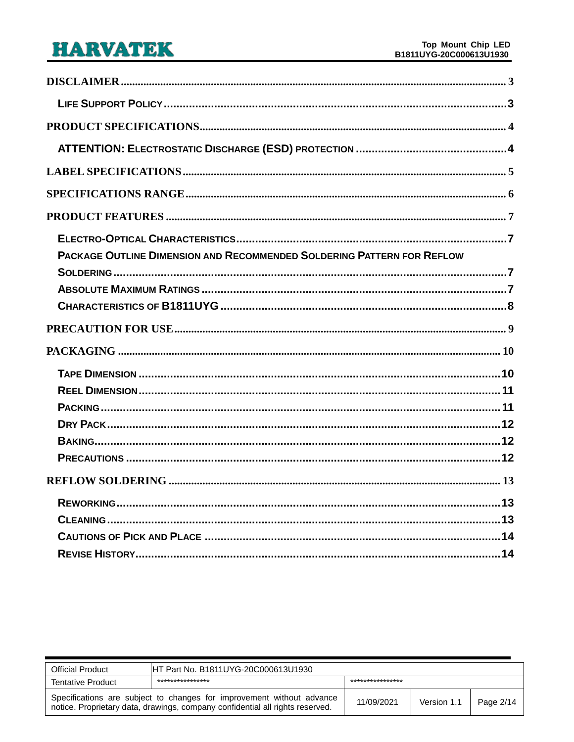DISCLAIMER ........ 3

LIFE SUPPORT POLICY ........ 3

PRODUCT SPECIFICATIONS ........ 4

ATTENTION: ELECTROSTATIC DISCHARGE (ESD) PROTECTION ........ 4

LABEL SPECIFICATIONS ........ 5

SPECIFICATIONS RANGE ........ 6

PRODUCT FEATURES ........ 7

ELECTRO-OPTICAL CHARACTERISTICS ........ 7

PACKAGE OUTLINE DIMENSION AND RECOMMENDED SOLDERING PATTERN FOR REFLOW SOLDERING ........ 7

ABSOLUTE MAXIMUM RATINGS ........ 7

CHARACTERISTICS OF B1811UYG ........ 8

PRECAUTION FOR USE ........ 9

PACKAGING ........ 10

TAPE DIMENSION ........ 10

REEL DIMENSION ........ 11

PACKING ........ 11

DRY PACK ........ 12

BAKING ........ 12

PRECAUTIONS ........ 12

REFLOW SOLDERING ........ 13

REWORKING ........ 13

CLEANING ........ 13

CAUTIONS OF PICK AND PLACE ........ 14

REVISE HISTORY ........ 14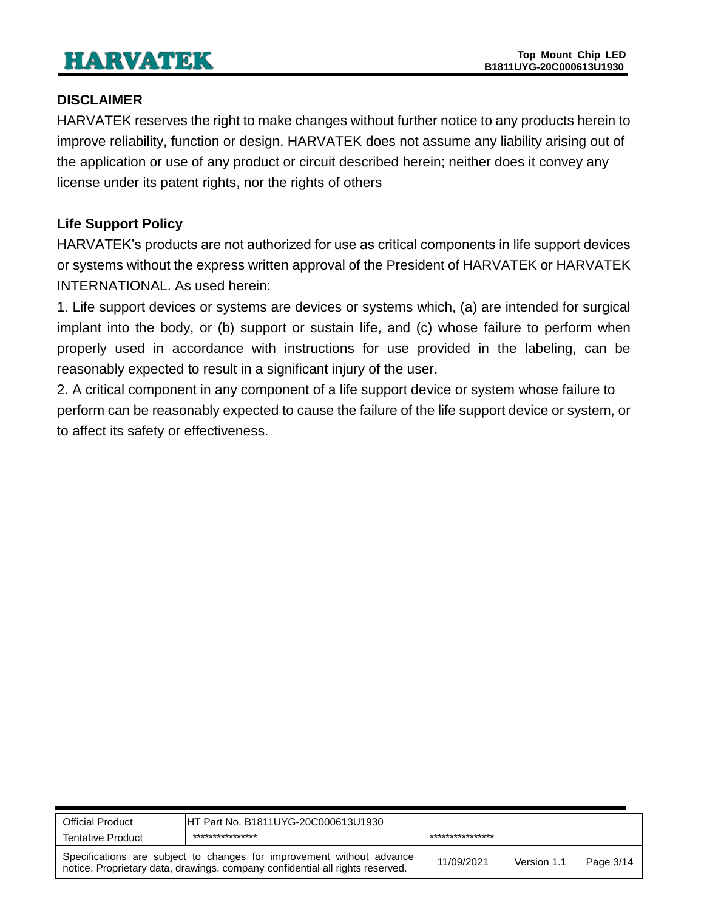## DISCLAIMER

HARVATEK reserves the right to make changes without further notice to any products herein to improve reliability, function or design. HARVATEK does not assume any liability arising out of the application or use of any product or circuit described herein; neither does it convey any license under its patent rights, nor the rights of others

## Life Support Policy

HARVATEK's products are not authorized for use as critical components in life support devices or systems without the express written approval of the President of HARVATEK or HARVATEK INTERNATIONAL. As used herein:

1. Life support devices or systems are devices or systems which, (a) are intended for surgical implant into the body, or (b) support or sustain life, and (c) whose failure to perform when properly used in accordance with instructions for use provided in the labeling, can be reasonably expected to result in a significant injury of the user.
2. A critical component in any component of a life support device or system whose failure to perform can be reasonably expected to cause the failure of the life support device or system, or to affect its safety or effectiveness.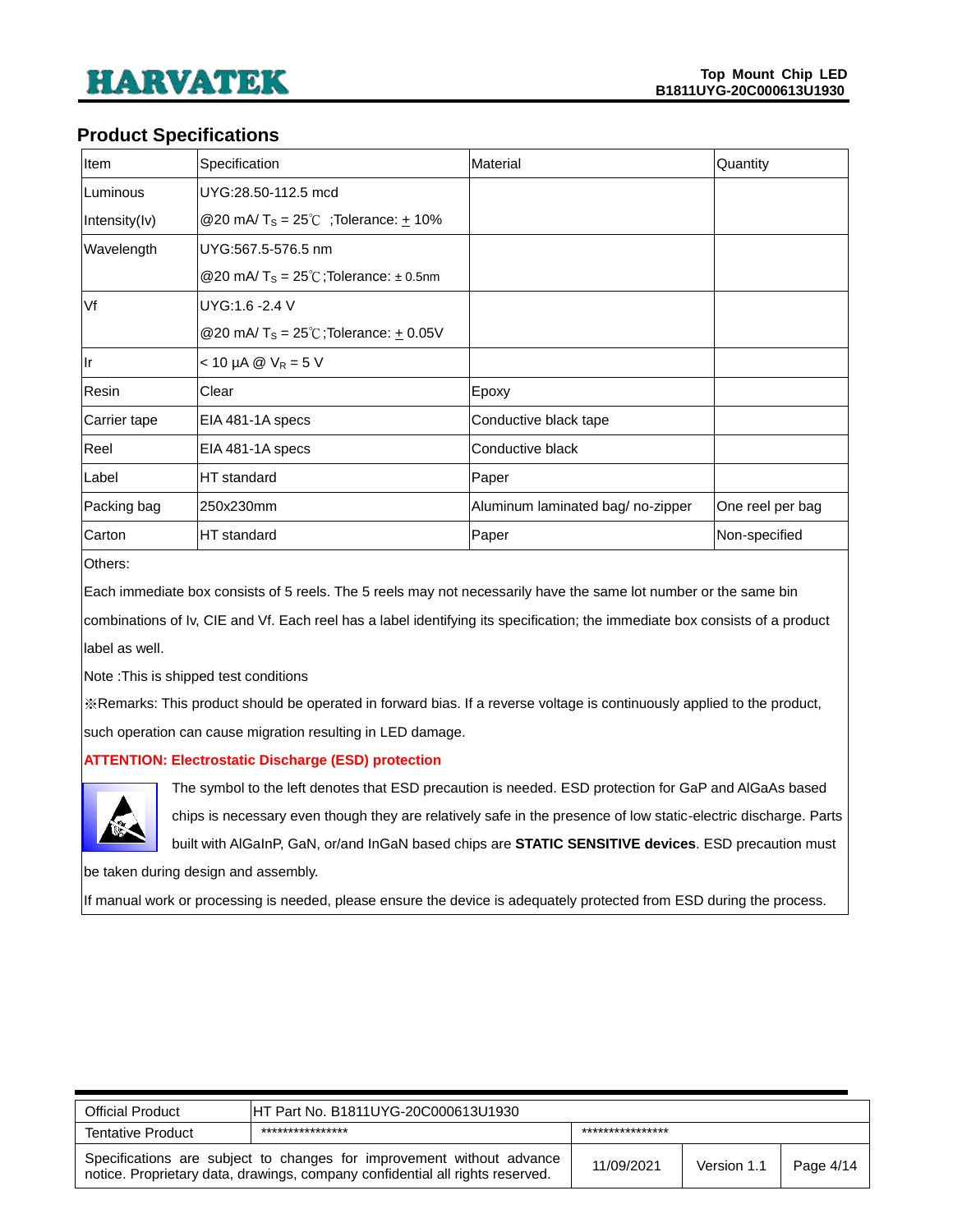## Product Specifications

| Item | Specification | Material | Quantity |
|---|---|---|---|
| Luminous Intensity(Iv) | UYG:28.50-112.5 mcd<br>@20 mA/ $T_S$ = 25℃ ;Tolerance: ± 10% | | |
| Wavelength | UYG:567.5-576.5 nm<br>@20 mA/ $T_S$ = 25℃;Tolerance: ± 0.5nm | | |
| Vf | UYG:1.6 -2.4 V<br>@20 mA/ $T_S$ = 25℃;Tolerance: ± 0.05V | | |
| Ir | < 10 µA @ $V_R$ = 5 V | | |
| Resin | Clear | Epoxy | |
| Carrier tape | EIA 481-1A specs | Conductive black tape | |
| Reel | EIA 481-1A specs | Conductive black | |
| Label | HT standard | Paper | |
| Packing bag | 250x230mm | Aluminum laminated bag/ no-zipper | One reel per bag |
| Carton | HT standard | Paper | Non-specified |

Others:

Each immediate box consists of 5 reels. The 5 reels may not necessarily have the same lot number or the same bin combinations of Iv, CIE and Vf. Each reel has a label identifying its specification; the immediate box consists of a product label as well.

Note :This is shipped test conditions

※Remarks: This product should be operated in forward bias. If a reverse voltage is continuously applied to the product, such operation can cause migration resulting in LED damage.

**ATTENTION: Electrostatic Discharge (ESD) protection**

The symbol to the left denotes that ESD precaution is needed. ESD protection for GaP and AlGaAs based chips is necessary even though they are relatively safe in the presence of low static-electric discharge. Parts built with AlGaInP, GaN, or/and InGaN based chips are **STATIC SENSITIVE devices**. ESD precaution must be taken during design and assembly.

If manual work or processing is needed, please ensure the device is adequately protected from ESD during the process.

| Official Product | HT Part No. B1811UYG-20C000613U1930 | | | |
|---|---|---|---|---|
| Tentative Product | **************** | **************** | | |
| Specifications are subject to changes for improvement without advance notice. Proprietary data, drawings, company confidential all rights reserved. | | 11/09/2021 | Version 1.1 | Page 4/14 |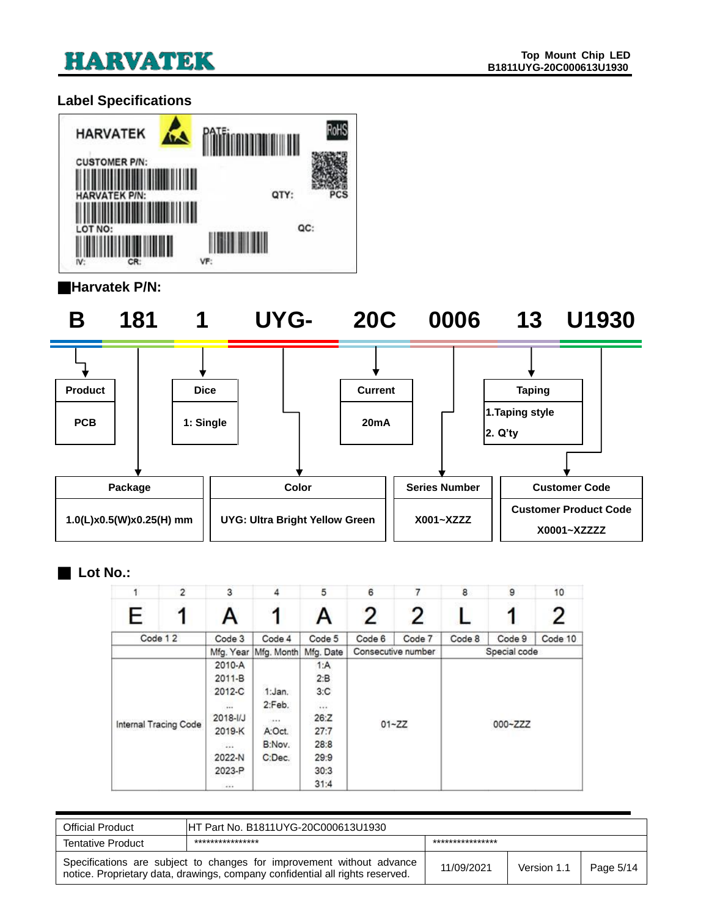## Label Specifications

HARVATEK

DATE:

CUSTOMER P/N:

HARVATEK P/N:

QTY: PCS

LOT NO:

QC:

IV: CR: VF:

### ■Harvatek P/N:

**B 181 1 UYG- 20C 0006 13 U1930**

| Field | Code | Description |
|---|---|---|
| Product | B | PCB |
| Package | 181 | 1.0(L)x0.5(W)x0.25(H) mm |
| Dice | 1 | 1: Single |
| Color | UYG- | UYG: Ultra Bright Yellow Green |
| Current | 20C | 20mA |
| Series Number | 0006 | X001~XZZZ |
| Taping | 13 | 1.Taping style<br>2. Q'ty |
| Customer Code | U1930 | Customer Product Code<br>X0001~XZZZZ |

### ■ Lot No.:

| 1 | 2 | 3 | 4 | 5 | 6 | 7 | 8 | 9 | 10 |
|---|---|---|---|---|---|---|---|---|---|
| E | 1 | A | 1 | A | 2 | 2 | L | 1 | 2 |
| Code 1 2 | | Code 3 | Code 4 | Code 5 | Code 6 | Code 7 | Code 8 | Code 9 | Code 10 |
| | | Mfg. Year | Mfg. Month | Mfg. Date | Consecutive number | | Special code | | |
| Internal Tracing Code | | 2010-A<br>2011-B<br>2012-C<br>...<br>2018-I/J<br>2019-K<br>...<br>2022-N<br>2023-P<br>... | 1:Jan.<br>2:Feb.<br>...<br>A:Oct.<br>B:Nov.<br>C:Dec. | 1:A<br>2:B<br>3:C<br>...<br>26:Z<br>27:7<br>28:8<br>29:9<br>30:3<br>31:4 | 01~ZZ | | 000~ZZZ | | |

| Official Product | HT Part No. B1811UYG-20C000613U1930 | | | |
|---|---|---|---|---|
| Tentative Product | **************** | **************** | | |
| Specifications are subject to changes for improvement without advance notice. Proprietary data, drawings, company confidential all rights reserved. | | 11/09/2021 | Version 1.1 | Page 5/14 |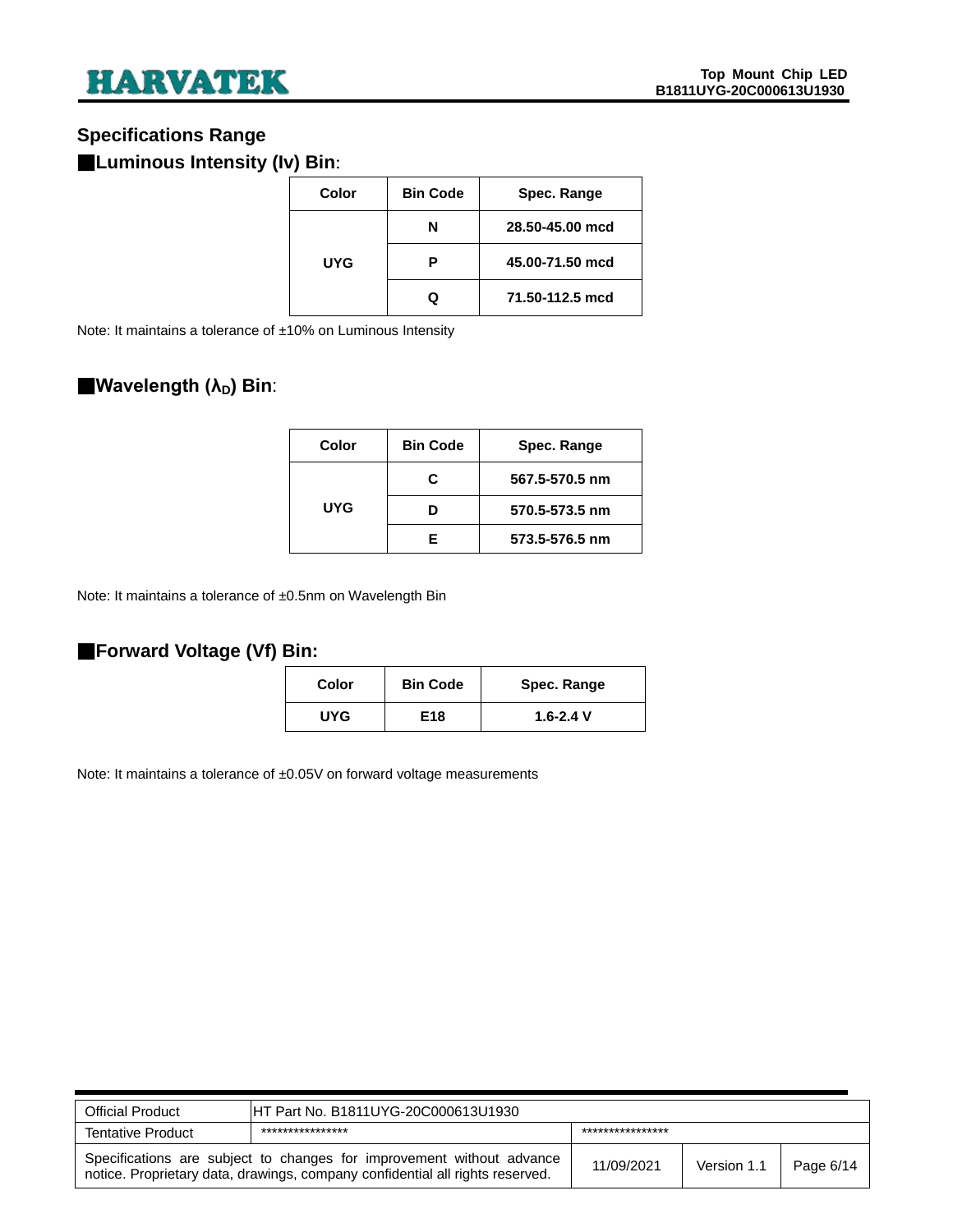## Specifications Range

### ■Luminous Intensity (Iv) Bin:

| Color | Bin Code | Spec. Range |
|---|---|---|
| UYG | N | 28.50-45.00 mcd |
| | P | 45.00-71.50 mcd |
| | Q | 71.50-112.5 mcd |

Note: It maintains a tolerance of ±10% on Luminous Intensity

### ■Wavelength ($\lambda_D$) Bin:

| Color | Bin Code | Spec. Range |
|---|---|---|
| UYG | C | 567.5-570.5 nm |
| | D | 570.5-573.5 nm |
| | E | 573.5-576.5 nm |

Note: It maintains a tolerance of ±0.5nm on Wavelength Bin

### ■Forward Voltage (Vf) Bin:

| Color | Bin Code | Spec. Range |
|---|---|---|
| UYG | E18 | 1.6-2.4 V |

Note: It maintains a tolerance of ±0.05V on forward voltage measurements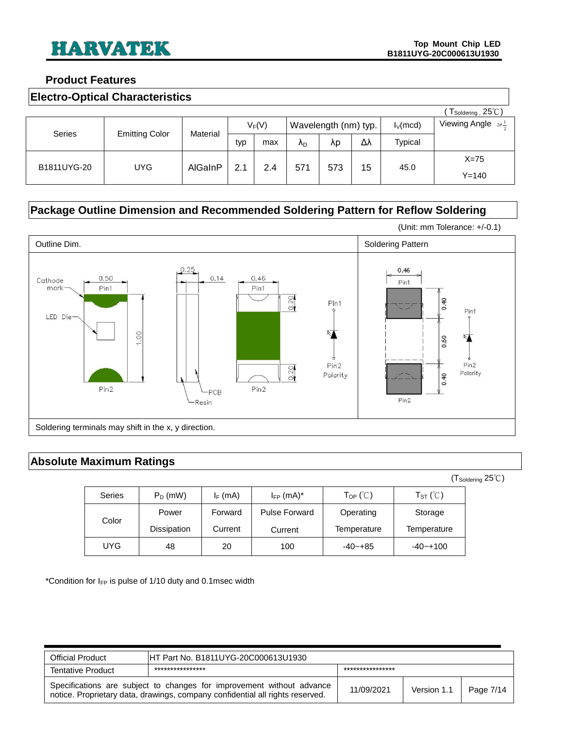## Product Features

### Electro-Optical Characteristics

( $T_{Soldering}$ , 25℃)

| Series | Emitting Color | Material | $V_F$(V) | | Wavelength (nm) typ. | | | $I_V$(mcd) | Viewing Angle $2\theta\frac{1}{2}$ |
|---|---|---|---|---|---|---|---|---|---|
| | | | typ | max | $\lambda_D$ | λp | Δλ | Typical | |
| B1811UYG-20 | UYG | AlGaInP | 2.1 | 2.4 | 571 | 573 | 15 | 45.0 | X=75 Y=140 |

### Package Outline Dimension and Recommended Soldering Pattern for Reflow Soldering

(Unit: mm Tolerance: +/-0.1)

Outline Dim.

Cathode mark, 0.50, Pin1, LED Die, 1.00, Pin2, 0.25, 0.14, PCB, Resin, 0.46, Pin1, 0.20, 0.20, Pin2, Pin1, Pin2 Polarity

Soldering Pattern

0.46, Pin1, 0.40, 0.60, 0.40, Pin2, Pin1, Pin2 Polarity

Soldering terminals may shift in the x, y direction.

### Absolute Maximum Ratings

($T_{Soldering}$ 25℃)

| Series | $P_D$ (mW) | $I_F$ (mA) | $I_{FP}$ (mA)* | $T_{OP}$ (℃) | $T_{ST}$ (℃) |
|---|---|---|---|---|---|
| Color | Power Dissipation | Forward Current | Pulse Forward Current | Operating Temperature | Storage Temperature |
| UYG | 48 | 20 | 100 | -40~+85 | -40~+100 |

*Condition for $I_{FP}$ is pulse of 1/10 duty and 0.1msec width

| Official Product | HT Part No. B1811UYG-20C000613U1930 | | | |
|---|---|---|---|---|
| Tentative Product | **************** | **************** | | |
| Specifications are subject to changes for improvement without advance notice. Proprietary data, drawings, company confidential all rights reserved. | | 11/09/2021 | Version 1.1 | Page 7/14 |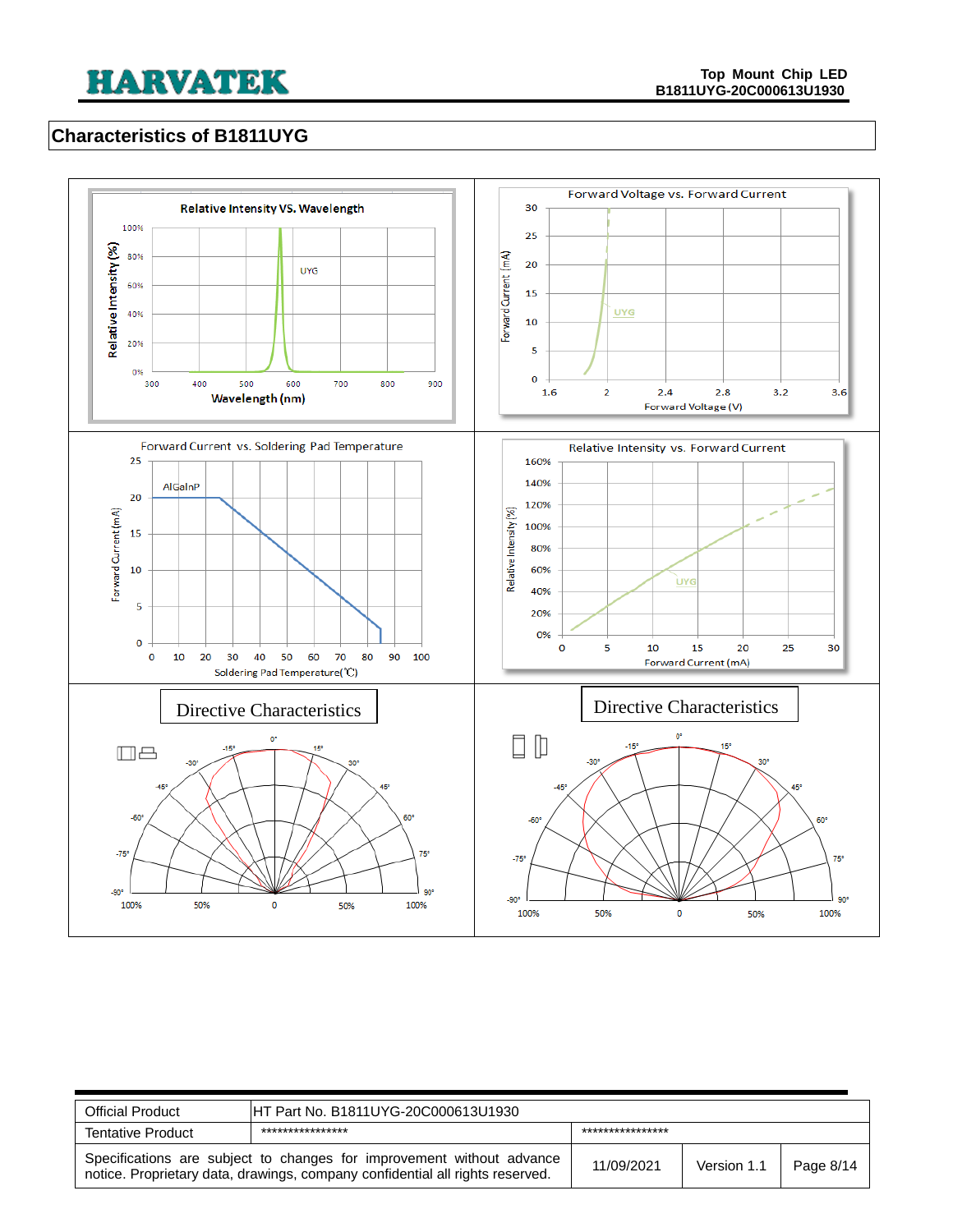## Characteristics of B1811UYG

Relative Intensity VS. Wavelength

UYG

Relative Intensity (%)

Wavelength (nm)

Forward Voltage vs. Forward Current

UYG

Forward Current (mA)

Forward Voltage (V)

Forward Current vs. Soldering Pad Temperature

AlGaInP

Forward Current (mA)

Soldering Pad Temperature(℃)

Relative Intensity vs. Forward Current

UYG

Relative Intensity (%)

Forward Current (mA)

Directive Characteristics

Directive Characteristics

| Official Product | HT Part No. B1811UYG-20C000613U1930 | | | |
|---|---|---|---|---|
| Tentative Product | *************** | *************** | | |
| Specifications are subject to changes for improvement without advance notice. Proprietary data, drawings, company confidential all rights reserved. | | 11/09/2021 | Version 1.1 | Page 8/14 |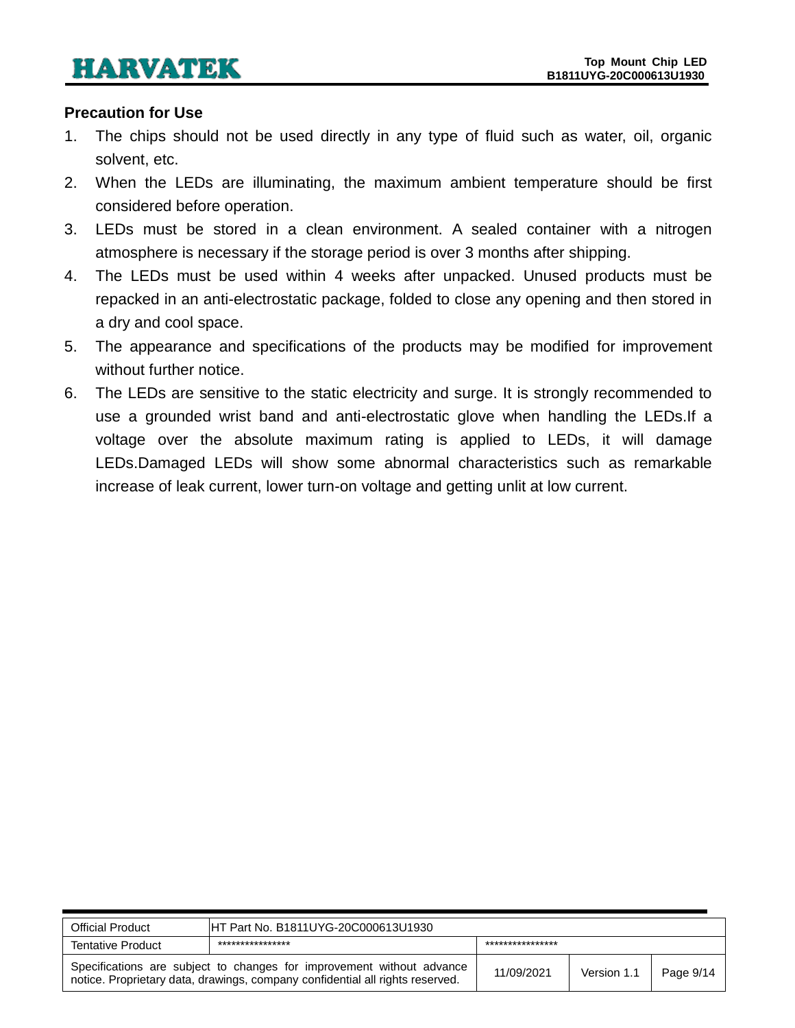## Precaution for Use

1. The chips should not be used directly in any type of fluid such as water, oil, organic solvent, etc.
2. When the LEDs are illuminating, the maximum ambient temperature should be first considered before operation.
3. LEDs must be stored in a clean environment. A sealed container with a nitrogen atmosphere is necessary if the storage period is over 3 months after shipping.
4. The LEDs must be used within 4 weeks after unpacked. Unused products must be repacked in an anti-electrostatic package, folded to close any opening and then stored in a dry and cool space.
5. The appearance and specifications of the products may be modified for improvement without further notice.
6. The LEDs are sensitive to the static electricity and surge. It is strongly recommended to use a grounded wrist band and anti-electrostatic glove when handling the LEDs.If a voltage over the absolute maximum rating is applied to LEDs, it will damage LEDs.Damaged LEDs will show some abnormal characteristics such as remarkable increase of leak current, lower turn-on voltage and getting unlit at low current.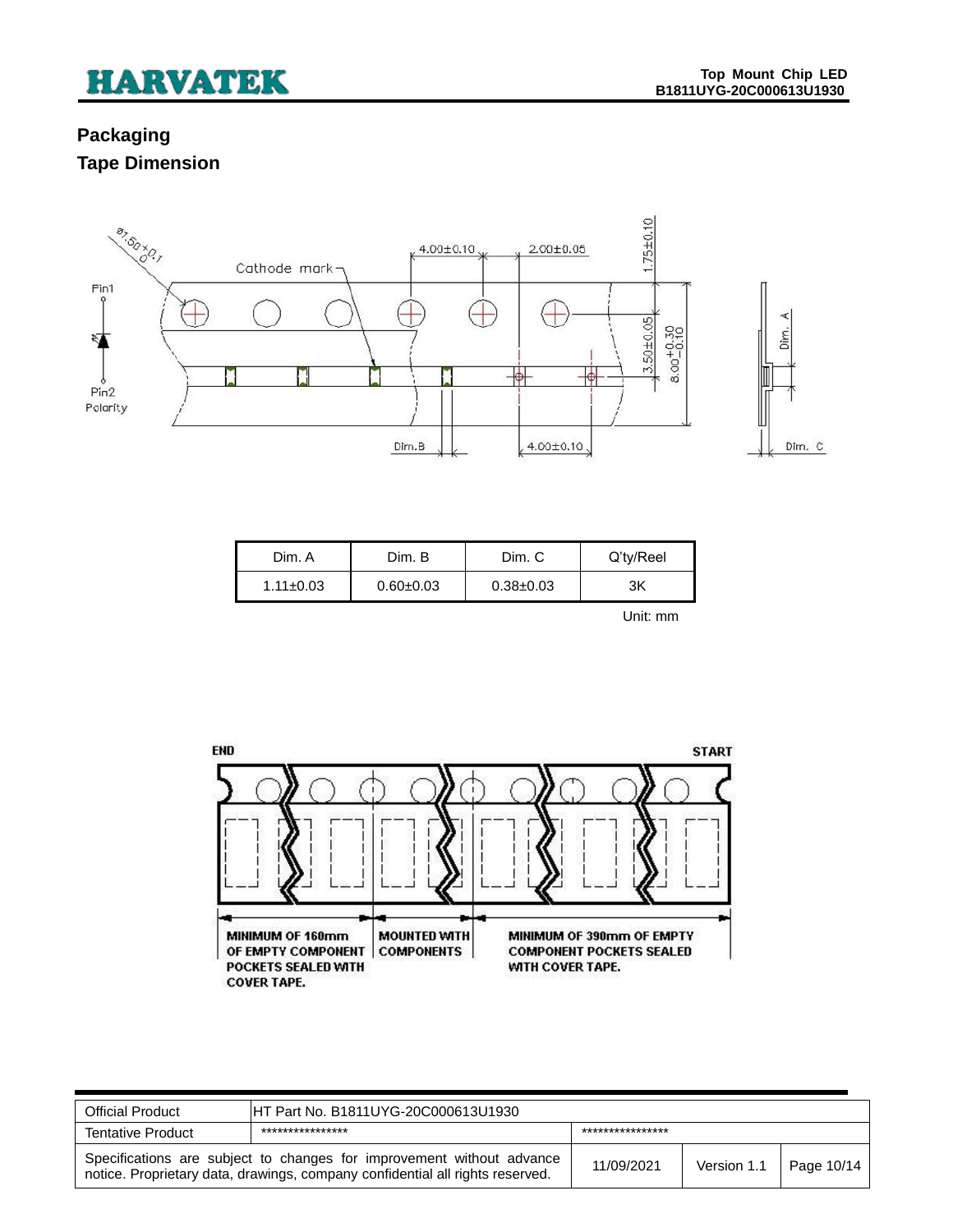## Packaging

### Tape Dimension

| Dim. A | Dim. B | Dim. C | Q'ty/Reel |
|---|---|---|---|
| 1.11±0.03 | 0.60±0.03 | 0.38±0.03 | 3K |

Unit: mm

| Official Product | HT Part No. B1811UYG-20C000613U1930 | | | |
|---|---|---|---|---|
| Tentative Product | **************** | **************** | | |
| Specifications are subject to changes for improvement without advance notice. Proprietary data, drawings, company confidential all rights reserved. | | 11/09/2021 | Version 1.1 | Page 10/14 |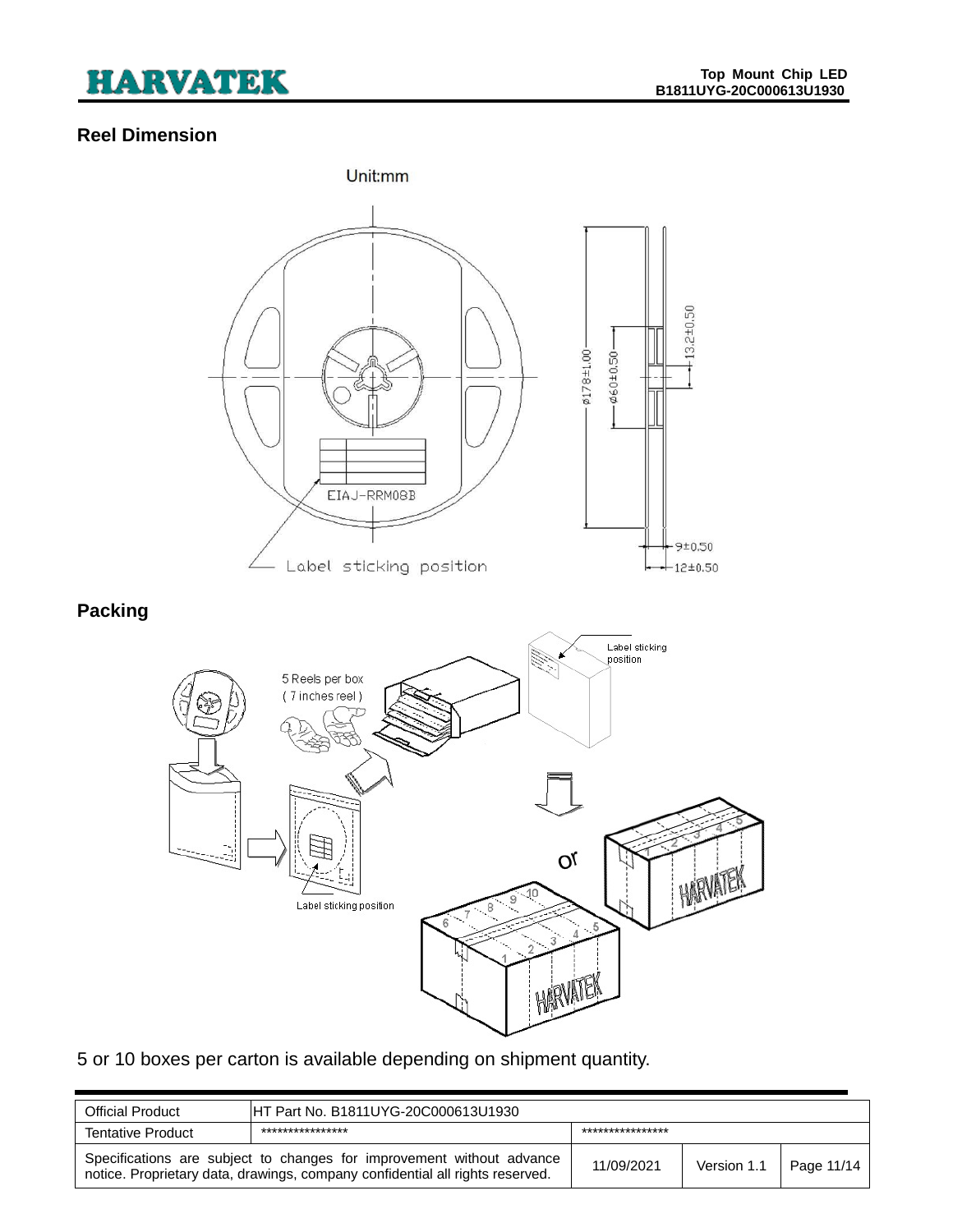## Reel Dimension

Unit:mm

EIAJ-RRM08B

Label sticking position

Ø178±1.00

Ø60±0.50

13.2±0.50

9±0.50

12±0.50

## Packing

5 Reels per box
( 7 inches reel )

Label sticking position

Label sticking position

or

5 or 10 boxes per carton is available depending on shipment quantity.

| Official Product | HT Part No. B1811UYG-20C000613U1930 | | | |
|---|---|---|---|---|
| Tentative Product | **************** | **************** | | |
| Specifications are subject to changes for improvement without advance notice. Proprietary data, drawings, company confidential all rights reserved. | | 11/09/2021 | Version 1.1 | Page 11/14 |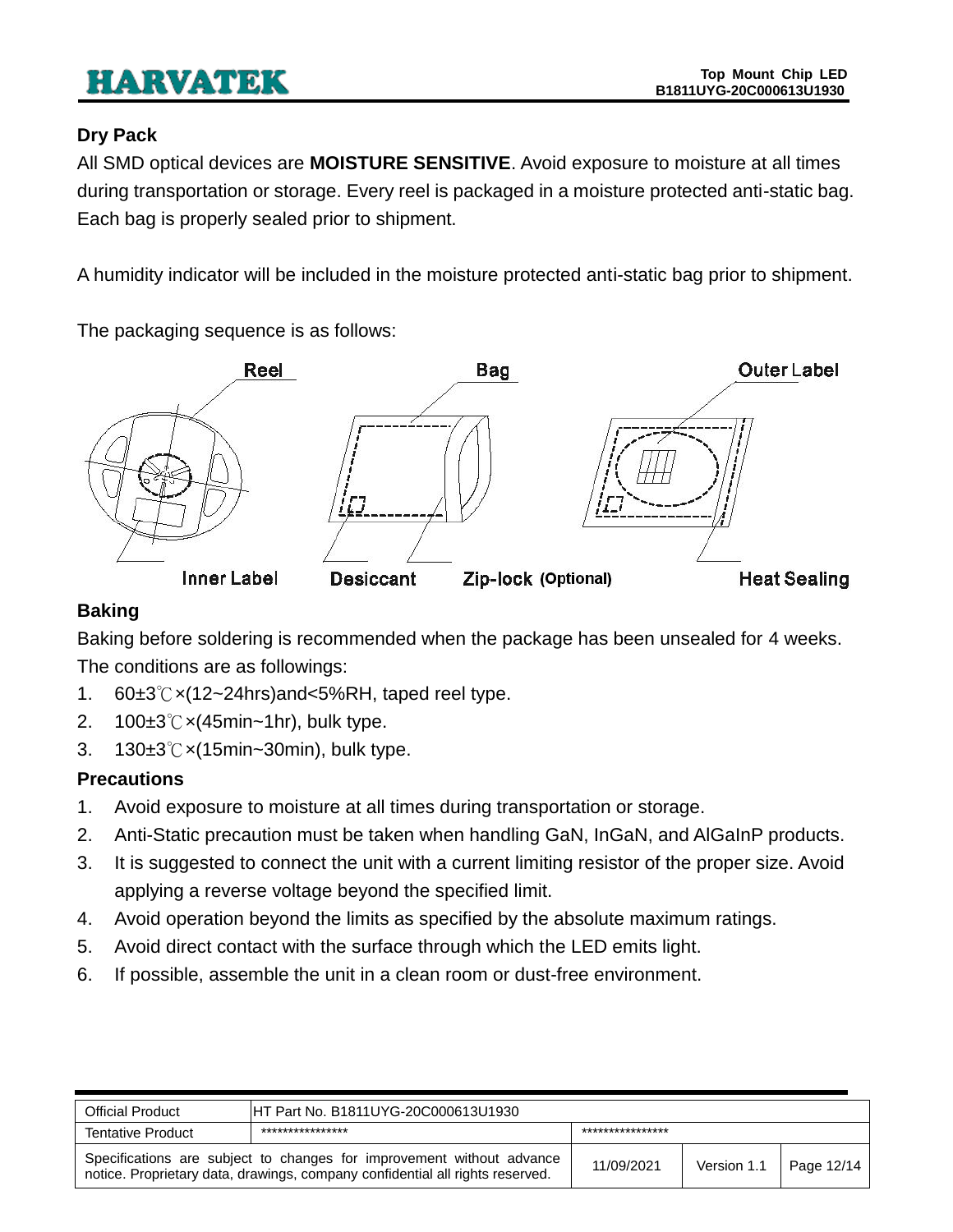## Dry Pack

All SMD optical devices are **MOISTURE SENSITIVE**. Avoid exposure to moisture at all times during transportation or storage. Every reel is packaged in a moisture protected anti-static bag. Each bag is properly sealed prior to shipment.

A humidity indicator will be included in the moisture protected anti-static bag prior to shipment.

The packaging sequence is as follows:

Reel　Bag　Outer Label

Inner Label　Desiccant　Zip-lock (Optional)　Heat Sealing

## Baking

Baking before soldering is recommended when the package has been unsealed for 4 weeks. The conditions are as followings:

1. 60±3℃×(12~24hrs)and<5%RH, taped reel type.
2. 100±3℃×(45min~1hr), bulk type.
3. 130±3℃×(15min~30min), bulk type.

## Precautions

1. Avoid exposure to moisture at all times during transportation or storage.
2. Anti-Static precaution must be taken when handling GaN, InGaN, and AlGaInP products.
3. It is suggested to connect the unit with a current limiting resistor of the proper size. Avoid applying a reverse voltage beyond the specified limit.
4. Avoid operation beyond the limits as specified by the absolute maximum ratings.
5. Avoid direct contact with the surface through which the LED emits light.
6. If possible, assemble the unit in a clean room or dust-free environment.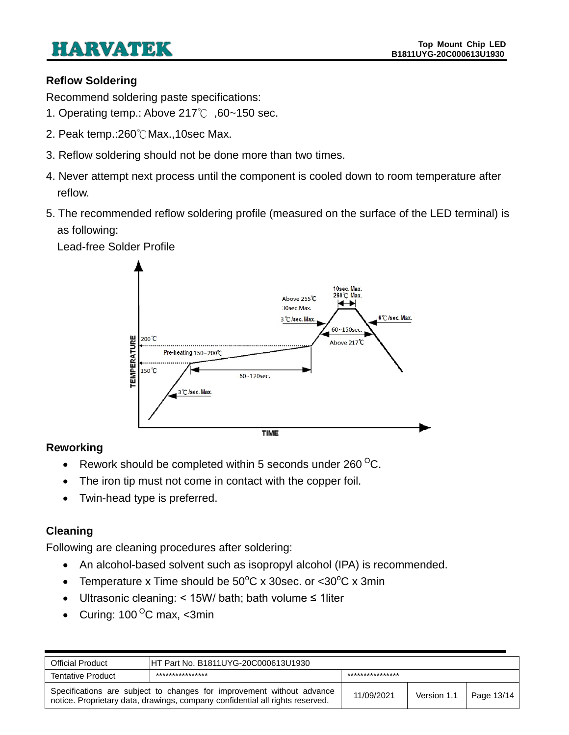## Reflow Soldering

Recommend soldering paste specifications:

1. Operating temp.: Above 217℃ ,60~150 sec.
2. Peak temp.:260℃Max.,10sec Max.
3. Reflow soldering should not be done more than two times.
4. Never attempt next process until the component is cooled down to room temperature after reflow.
5. The recommended reflow soldering profile (measured on the surface of the LED terminal) is as following:

   Lead-free Solder Profile

## Reworking

- Rework should be completed within 5 seconds under 260 °C.
- The iron tip must not come in contact with the copper foil.
- Twin-head type is preferred.

## Cleaning

Following are cleaning procedures after soldering:

- An alcohol-based solvent such as isopropyl alcohol (IPA) is recommended.
- Temperature x Time should be 50°C x 30sec. or <30°C x 3min
- Ultrasonic cleaning: < 15W/ bath; bath volume ≤ 1liter
- Curing: 100 °C max, <3min

| Official Product | HT Part No. B1811UYG-20C000613U1930 | | | |
|---|---|---|---|---|
| Tentative Product | **************** | **************** | | |
| Specifications are subject to changes for improvement without advance notice. Proprietary data, drawings, company confidential all rights reserved. | | 11/09/2021 | Version 1.1 | Page 13/14 |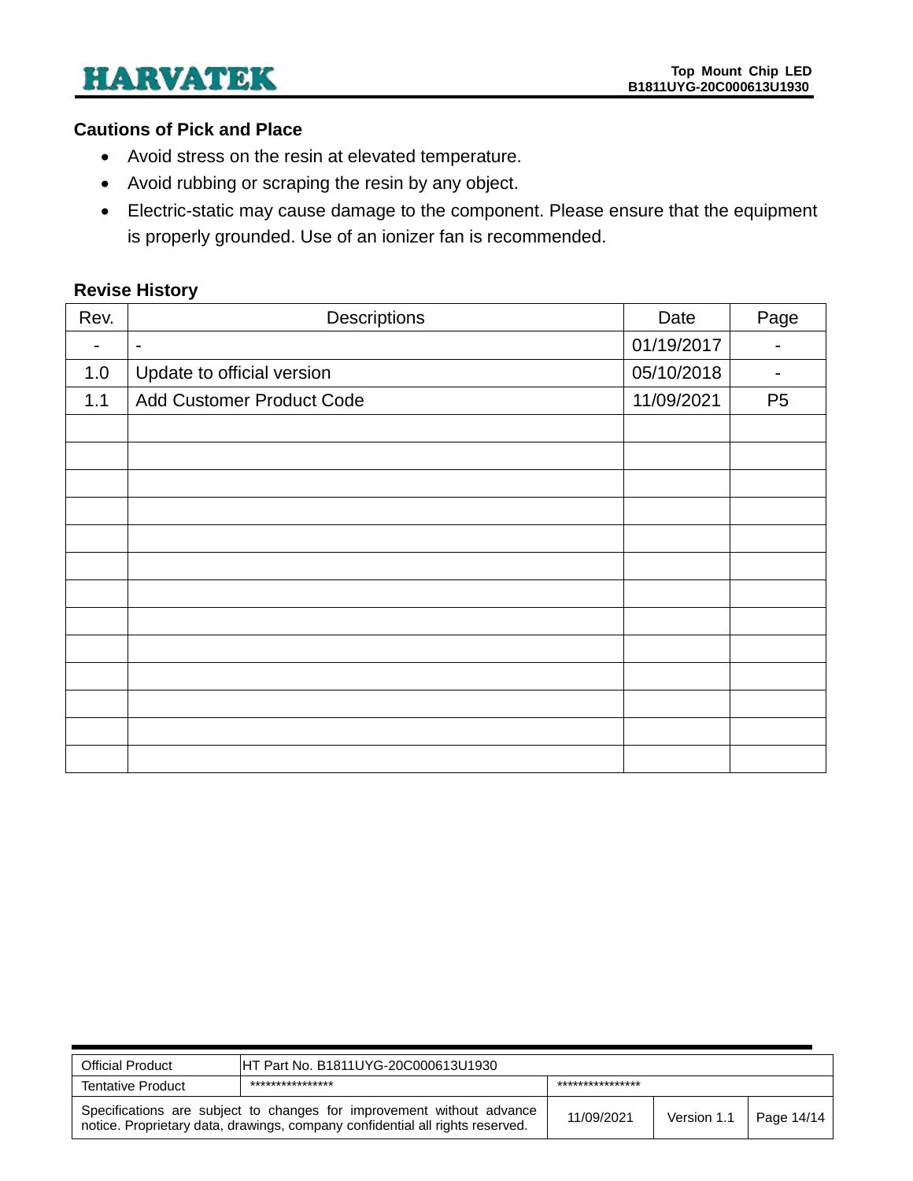### Cautions of Pick and Place

- Avoid stress on the resin at elevated temperature.
- Avoid rubbing or scraping the resin by any object.
- Electric-static may cause damage to the component. Please ensure that the equipment is properly grounded. Use of an ionizer fan is recommended.

### Revise History

| Rev. | Descriptions | Date | Page |
|---|---|---|---|
| - | - | 01/19/2017 | - |
| 1.0 | Update to official version | 05/10/2018 | - |
| 1.1 | Add Customer Product Code | 11/09/2021 | P5 |
| | | | |
| | | | |
| | | | |
| | | | |
| | | | |
| | | | |
| | | | |
| | | | |
| | | | |
| | | | |
| | | | |
| | | | |
| | | | |